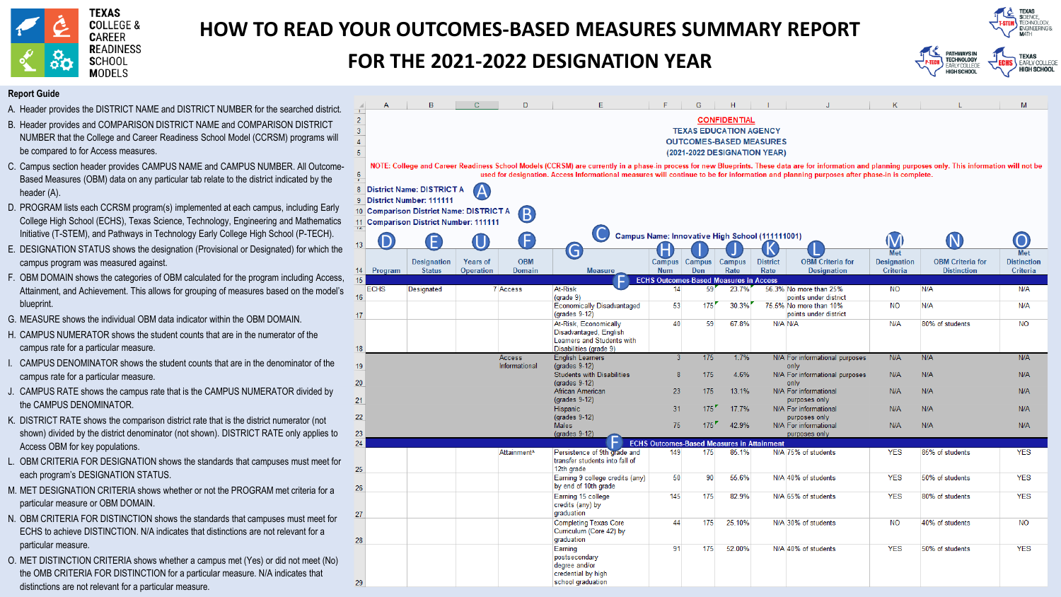# HOW TO READ YOUR OUTCOMES-BASED MEASURES SUMMARY REPORT

# FOR THE 2021-2022 DESIGNATION YEAR

### Report Guide

A. Header provides the DISTRICT NAME and DISTRICT NUMBER for the searched district.

B. Header provides and COMPARISON DISTRICT NAME and COMPARISON DISTRICT NUMBER that the College and Career Readiness School Model (CCRSM) programs will be compared to for Access measures.

C. Campus section header provides CAMPUS NAME and CAMPUS NUMBER. All Outcome-Based Measures (OBM) data on any particular tab relate to the district indicated by the header (A).

D. PROGRAM lists each CCRSM program(s) implemented at each campus, including Early College High School (ECHS), Texas Science, Technology, Engineering and Mathematics Initiative (T-STEM), and Pathways in Technology Early College High School (P-TECH).

E. DESIGNATION STATUS shows the designation (Provisional or Designated) for which the campus program was measured against.

F. OBM DOMAIN shows the categories of OBM calculated for the program including Access, Attainment, and Achievement. This allows for grouping of measures based on the model's blueprint.

G. MEASURE shows the individual OBM data indicator within the OBM DOMAIN.

H. CAMPUS NUMERATOR shows the student counts that are in the numerator of the campus rate for a particular measure.

I. CAMPUS DENOMINATOR shows the student counts that are in the denominator of the campus rate for a particular measure.

J. CAMPUS RATE shows the campus rate that is the CAMPUS NUMERATOR divided by the CAMPUS DENOMINATOR.

K. DISTRICT RATE shows the comparison district rate that is the district numerator (not shown) divided by the district denominator (not shown). DISTRICT RATE only applies to Access OBM for key populations.

L. OBM CRITERIA FOR DESIGNATION shows the standards that campuses must meet for each program's DESIGNATION STATUS.

M. MET DESIGNATION CRITERIA shows whether or not the PROGRAM met criteria for a particular measure or OBM DOMAIN.

N. OBM CRITERIA FOR DISTINCTION shows the standards that campuses must meet for ECHS to achieve DISTINCTION. N/A indicates that distinctions are not relevant for a particular measure.

O. MET DISTINCTION CRITERIA shows whether a campus met (Yes) or did not meet (No) the OMB CRITERIA FOR DISTINCTION for a particular measure. N/A indicates that distinctions are not relevant for a particular measure.

---

**CONFIDENTIAL**
TEXAS EDUCATION AGENCY
OUTCOMES-BASED MEASURES
(2021-2022 DESIGNATION YEAR)

NOTE: College and Career Readiness School Models (CCRSM) are currently in a phase-in process for new Blueprints. These data are for information and planning purposes only. This information will not be used for designation. Access Informational measures will continue to be for information and planning purposes after phase-in is complete.

District Name: DISTRICT A (A)
District Number: 111111
Comparison District Name: DISTRICT A (B)
Comparison District Number: 111111

(C) Campus Name: Innovative High School (111111001)

| Program (D) | Designation Status (E) | Years of Operation (U) | OBM Domain (F) | Measure (G) | Campus Num (H) | Campus Den (I) | Campus Rate (J) | District Rate (K) | OBM Criteria for Designation (L) | Met Designation Criteria (M) | OBM Criteria for Distinction (N) | Met Distinction Criteria (O) |
|---|---|---|---|---|---|---|---|---|---|---|---|---|
| **ECHS Outcomes-Based Measures in Access (F)** | | | | | | | | | | | | |
| ECHS | Designated | 7 | Access | At-Risk (grade 9) | 14 | 59 | 23.7% | 56.3% | No more than 25% points under district | NO | N/A | N/A |
| | | | | Economically Disadvantaged (grades 9-12) | 53 | 175 | 30.3% | 75.5% | No more than 10% points under district | NO | N/A | N/A |
| | | | | At-Risk, Economically Disadvantaged, English Learners and Students with Disabilities (grade 9) | 40 | 59 | 67.8% | N/A | N/A | N/A | 80% of students | NO |
| | | | Access Informational | English Learners (grades 9-12) | 3 | 175 | 1.7% | N/A | For informational purposes only | N/A | N/A | N/A |
| | | | | Students with Disabilities (grades 9-12) | 8 | 175 | 4.6% | N/A | For informational purposes only | N/A | N/A | N/A |
| | | | | African American (grades 9-12) | 23 | 175 | 13.1% | N/A | For informational purposes only | N/A | N/A | N/A |
| | | | | Hispanic (grades 9-12) | 31 | 175 | 17.7% | N/A | For informational purposes only | N/A | N/A | N/A |
| | | | | Males (grades 9-12) | 75 | 175 | 42.9% | N/A | For informational purposes only | N/A | N/A | N/A |
| **ECHS Outcomes-Based Measures in Attainment (F)** | | | | | | | | | | | | |
| | | | Attainment^ | Persistence of 9th grade and transfer students into fall of 12th grade | 149 | 175 | 85.1% | N/A | 75% of students | YES | 85% of students | YES |
| | | | | Earning 9 college credits (any) by end of 10th grade | 50 | 90 | 55.6% | N/A | 40% of students | YES | 50% of students | YES |
| | | | | Earning 15 college credits (any) by graduation | 145 | 175 | 82.9% | N/A | 65% of students | YES | 80% of students | YES |
| | | | | Completing Texas Core Curriculum (Core 42) by graduation | 44 | 175 | 25.10% | N/A | 30% of students | NO | 40% of students | NO |
| | | | | Earning postsecondary degree and/or credential by high school graduation | 91 | 175 | 52.00% | N/A | 40% of students | YES | 50% of students | YES |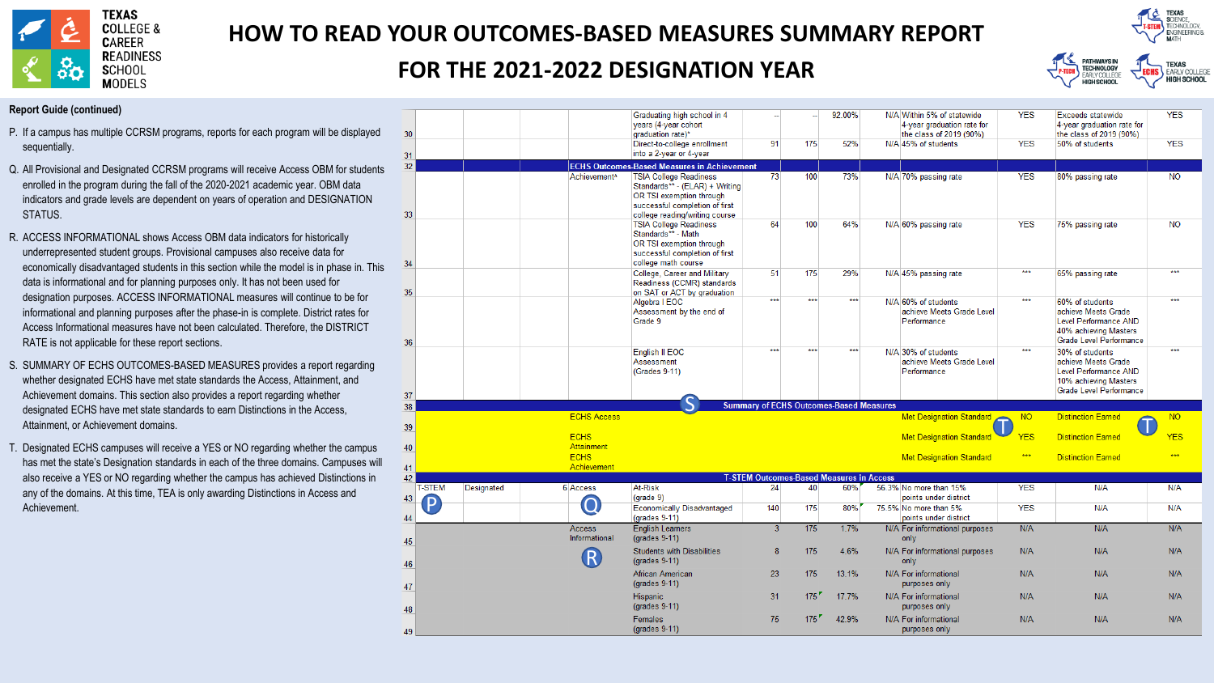# HOW TO READ YOUR OUTCOMES-BASED MEASURES SUMMARY REPORT FOR THE 2021-2022 DESIGNATION YEAR

**Report Guide (continued)**

P. If a campus has multiple CCRSM programs, reports for each program will be displayed sequentially.

Q. All Provisional and Designated CCRSM programs will receive Access OBM for students enrolled in the program during the fall of the 2020-2021 academic year. OBM data indicators and grade levels are dependent on years of operation and DESIGNATION STATUS.

R. ACCESS INFORMATIONAL shows Access OBM data indicators for historically underrepresented student groups. Provisional campuses also receive data for economically disadvantaged students in this section while the model is in phase in. This data is informational and for planning purposes only. It has not been used for designation purposes. ACCESS INFORMATIONAL measures will continue to be for informational and planning purposes after the phase-in is complete. District rates for Access Informational measures have not been calculated. Therefore, the DISTRICT RATE is not applicable for these report sections.

S. SUMMARY OF ECHS OUTCOMES-BASED MEASURES provides a report regarding whether designated ECHS have met state standards the Access, Attainment, and Achievement domains. This section also provides a report regarding whether designated ECHS have met state standards to earn Distinctions in the Access, Attainment, or Achievement domains.

T. Designated ECHS campuses will receive a YES or NO regarding whether the campus has met the state's Designation standards in each of the three domains. Campuses will also receive a YES or NO regarding whether the campus has achieved Distinctions in any of the domains. At this time, TEA is only awarding Distinctions in Access and Achievement.

| Row | | | | | Indicator | | | | | Standard | Met | Distinction Standard | Met |
|---|---|---|---|---|---|---|---|---|---|---|---|---|---|
| 30 | | | | | Graduating high school in 4 years (4-year cohort graduation rate)* | -- | -- | 92.00% | N/A | Within 5% of statewide 4-year graduation rate for the class of 2019 (90%) | YES | Exceeds statewide 4-year graduation rate for the class of 2019 (90%) | YES |
| 31 | | | | | Direct-to-college enrollment into a 2-year or 4-year | 91 | 175 | 52% | N/A | 45% of students | YES | 50% of students | YES |
| 32 | | | | ECHS Outcomes-Based Measures in Achievement | | | | | | | | | |
| 33 | | | | Achievement* | TSIA College Readiness Standards** - (ELAR) + Writing OR TSI exemption through successful completion of first college reading/writing course | 73 | 100 | 73% | N/A | 70% passing rate | YES | 80% passing rate | NO |
| 34 | | | | | TSIA College Readiness Standards** - Math OR TSI exemption through successful completion of first college math course | 64 | 100 | 64% | N/A | 60% passing rate | YES | 75% passing rate | NO |
| 35 | | | | | College, Career and Military Readiness (CCMR) standards on SAT or ACT by graduation | 51 | 175 | 29% | N/A | 45% passing rate | *** | 65% passing rate | *** |
| 36 | | | | | Algebra I EOC Assessment by the end of Grade 9 | *** | *** | *** | N/A | 60% of students achieve Meets Grade Level Performance | *** | 60% of students achieve Meets Grade Level Performance AND 40% achieving Masters Grade Level Performance | *** |
| 37 | | | | | English II EOC Assessment (Grades 9-11) | *** | *** | *** | N/A | 30% of students achieve Meets Grade Level Performance | *** | 30% of students achieve Meets Grade Level Performance AND 10% achieving Masters Grade Level Performance | *** |
| 38 | | | | (S) Summary of ECHS Outcomes-Based Measures | | | | | | | | | |
| 39 | | | | ECHS Access | | | | | | Met Designation Standard (T) | NO | Distinction Earned (T) | NO |
| 40 | | | | ECHS Attainment | | | | | | Met Designation Standard | YES | Distinction Earned | YES |
| 41 | | | | ECHS Achievement | | | | | | Met Designation Standard | *** | Distinction Earned | *** |
| 42 | | | | T-STEM Outcomes-Based Measures in Access | | | | | | | | | |
| 43 | T-STEM (P) | Designated | 6 | Access (Q) | At-Risk (grade 9) | 24 | 40 | 60% | 56.3% | No more than 15% points under district | YES | N/A | N/A |
| 44 | | | | | Economically Disadvantaged (grades 9-11) | 140 | 175 | 80% | 75.5% | No more than 5% points under district | YES | N/A | N/A |
| 45 | | | | Access Informational (R) | English Learners (grades 9-11) | 3 | 175 | 1.7% | N/A | For informational purposes only | N/A | N/A | N/A |
| 46 | | | | | Students with Disabilities (grades 9-11) | 8 | 175 | 4.6% | N/A | For informational purposes only | N/A | N/A | N/A |
| 47 | | | | | African American (grades 9-11) | 23 | 175 | 13.1% | N/A | For informational purposes only | N/A | N/A | N/A |
| 48 | | | | | Hispanic (grades 9-11) | 31 | 175 | 17.7% | N/A | For informational purposes only | N/A | N/A | N/A |
| 49 | | | | | Females (grades 9-11) | 75 | 175 | 42.9% | N/A | For informational purposes only | N/A | N/A | N/A |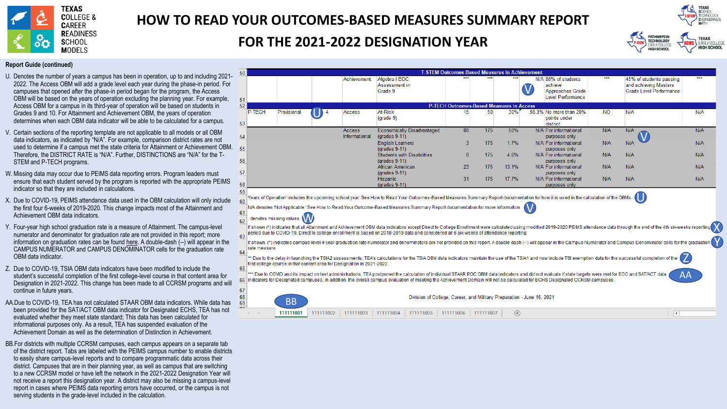# HOW TO READ YOUR OUTCOMES-BASED MEASURES SUMMARY REPORT

# FOR THE 2021-2022 DESIGNATION YEAR

**Report Guide (continued)**

U. Denotes the number of years a campus has been in operation, up to and including 2021-2022. The Access OBM will add a grade level each year during the phase-in period. For campuses that opened after the phase-in period began for the program, the Access OBM will be based on the years of operation excluding the planning year. For example, Access OBM for a campus in its third-year of operation will be based on students in Grades 9 and 10. For Attainment and Achievement OBM, the years of operation determines when each OBM data indicator will be able to be calculated for a campus.

V. Certain sections of the reporting template are not applicable to all models or all OBM data indicators, as indicated by "N/A". For example, comparison district rates are not used to determine if a campus met the state criteria for Attainment or Achievement OBM. Therefore, the DISTRICT RATE is "N/A". Further, DISTINCTIONS are "N/A" for the T-STEM and P-TECH programs.

W. Missing data may occur due to PEIMS data reporting errors. Program leaders must ensure that each student served by the program is reported with the appropriate PEIMS indicator so that they are included in calculations.

X. Due to COVID-19, PEIMS attendance data used in the OBM calculation will only include the first four 6-weeks of 2019-2020. This change impacts most of the Attainment and Achievement OBM data indicators.

Y. Four-year high school graduation rate is a measure of Attainment. The campus-level numerator and denominator for graduation rate are not provided in this report; more information on graduation rates can be found here. A double-dash (--) will appear in the CAMPUS NUMERATOR and CAMPUS DENOMINATOR cells for the graduation rate OBM data indicator.

Z. Due to COVID-19, TSIA OBM data indicators have been modified to include the student's successful completion of the first college-level course in that content area for Designation in 2021-2022. This change has been made to all CCRSM programs and will continue in future years.

AA. Due to COVID-19, TEA has not calculated STAAR OBM data indicators. While data has been provided for the SAT/ACT OBM data indicator for Designated ECHS, TEA has not evaluated whether they meet state standard; This data has been calculated for informational purposes only. As a result, TEA has suspended evaluation of the Achievement Domain as well as the determination of Distinction in Achievement.

BB. For districts with multiple CCRSM campuses, each campus appears on a separate tab of the district report. Tabs are labeled with the PEIMS campus number to enable districts to easily share campus-level reports and to compare programmatic data across their district. Campuses that are in their planning year, as well as campus that are switching to a new CCRSM model or have left the network in the 2021-2022 Designation Year will not receive a report this designation year. A district may also be missing a campus-level report in cases where PEIMS data reporting errors have occurred, or the campus is not serving students in the grade-level included in the calculation.

**T-STEM Outcomes-Based Measures in Achievement**

| | | | | | | | | | | | |
|---|---|---|---|---|---|---|---|---|---|---|---|
| | | Achievement | Algebra I EOC Assessment in Grade 9 | *** | *** | *** | N/A | 85% of students achieve Approaches Grade Level Performance | *** | 45% of students passing and achieving Masters Grade Level Performance | *** |

**P-TECH Outcomes-Based Measures in Access**

| | | | | | | | | | | | |
|---|---|---|---|---|---|---|---|---|---|---|---|
| P-TECH | Provisional | 4 | Access | At-Risk (grade 9) | 15 | 50 | 30% | 56.3% | No more than 20% points under district | NO | N/A | N/A |
| | | | Access Informational | Economically Disadvantaged (grades 9-11) | 88 | 175 | 50% | N/A | For informational purposes only | N/A | N/A | N/A |
| | | | | English Learners (grades 9-11) | 3 | 175 | 1.7% | N/A | For informational purposes only | N/A | N/A | N/A |
| | | | | Students with Disabilities (grades 9-11) | 8 | 175 | 4.6% | N/A | For informational purposes only | N/A | N/A | N/A |
| | | | | African American (grades 9-11) | 23 | 175 | 13.1% | N/A | For informational purposes only | N/A | N/A | N/A |
| | | | | Hispanic (grades 9-11) | 31 | 175 | 17.7% | N/A | For informational purposes only | N/A | N/A | N/A |

'Years of Operation' includes the upcoming school year. See How to Read Your Outcomes-Based Measures Summary Report documentation for how it is used in the calculation of the OBMs.

N/A denotes 'Not Applicable.' See How to Read Your Outcome-Based Measures Summary Report documentation for more information.

. denotes missing values.

If shown (^) indicates that all Attainment and Achievement OBM data indicators except Direct to College Enrollment were calculated using modified 2019-2020 PEIMS attendance data through the end of the 4th six-weeks reporting period due to COVID-19. Direct to college enrollment is based on 2018-2019 data and considered all 6 six-weeks of attendance reporting.

If shown, (*) indicates campus-level 4-year graduation rate numerator and denominators are not provided on this report. A double dash (--) will appear in the Campus Numerator and Campus Denominator cells for the graduation rate measure.

** Due to the delay in launching the TSIA2 assessments, TEA's calculations for the TSIA OBM data indicators maintain the use of the TSIA1 and now include TSI exemption data for the successful completion of the first college course in that content area for Designation in 2021-2022.

*** Due to COVID and its impact on test administrations, TEA postponed the calculation of individual STAAR EOC OBM data indicators and did not evaluate if state targets were met for EOC and SAT/ACT data indicators for Designated campuses. In addition, the overall campus evaluation of meeting the Achievement Domain will not be calculated for ECHS Designated CCRSM campuses.

Division of College, Career, and Military Preparation - June 15, 2021

111111001 | 111111002 | 111111003 | 111111004 | 111111005 | 111111006 | 111111007